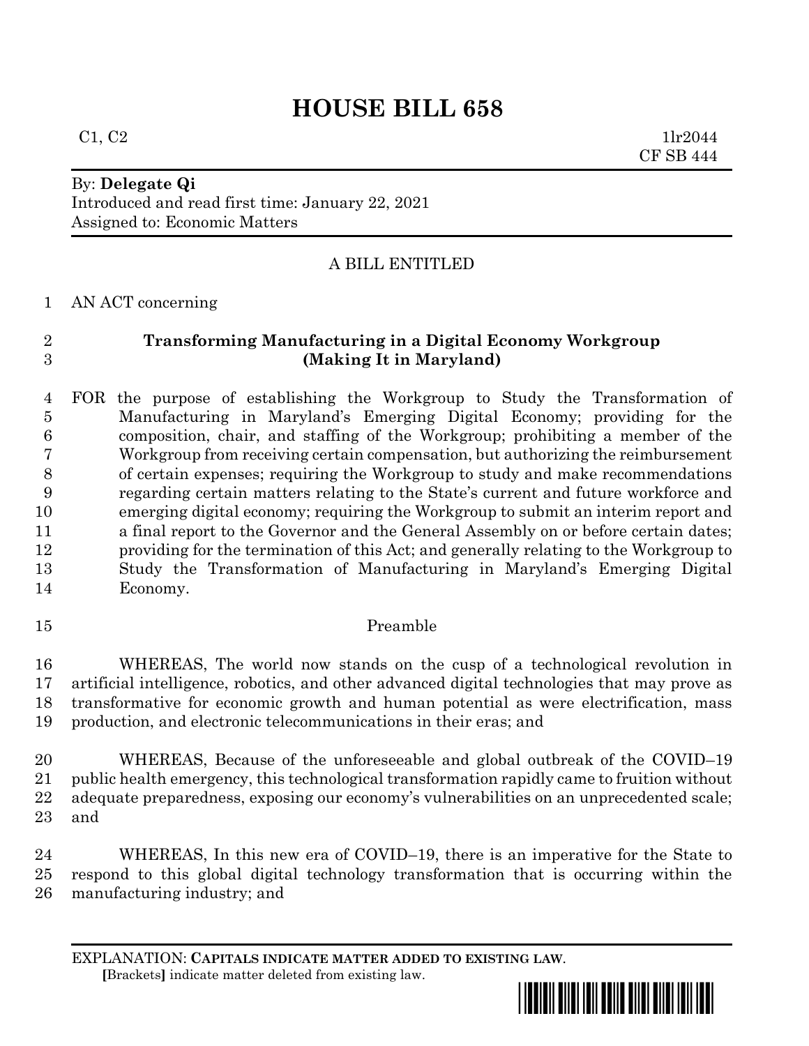# HOUSE BILL 658

C1, C2 1lr2044
CF SB 444

By: **Delegate Qi**
Introduced and read first time: January 22, 2021
Assigned to: Economic Matters

A BILL ENTITLED

AN ACT concerning

**Transforming Manufacturing in a Digital Economy Workgroup (Making It in Maryland)**

FOR the purpose of establishing the Workgroup to Study the Transformation of Manufacturing in Maryland's Emerging Digital Economy; providing for the composition, chair, and staffing of the Workgroup; prohibiting a member of the Workgroup from receiving certain compensation, but authorizing the reimbursement of certain expenses; requiring the Workgroup to study and make recommendations regarding certain matters relating to the State's current and future workforce and emerging digital economy; requiring the Workgroup to submit an interim report and a final report to the Governor and the General Assembly on or before certain dates; providing for the termination of this Act; and generally relating to the Workgroup to Study the Transformation of Manufacturing in Maryland's Emerging Digital Economy.

Preamble

WHEREAS, The world now stands on the cusp of a technological revolution in artificial intelligence, robotics, and other advanced digital technologies that may prove as transformative for economic growth and human potential as were electrification, mass production, and electronic telecommunications in their eras; and

WHEREAS, Because of the unforeseeable and global outbreak of the COVID–19 public health emergency, this technological transformation rapidly came to fruition without adequate preparedness, exposing our economy's vulnerabilities on an unprecedented scale; and

WHEREAS, In this new era of COVID–19, there is an imperative for the State to respond to this global digital technology transformation that is occurring within the manufacturing industry; and

EXPLANATION: **CAPITALS INDICATE MATTER ADDED TO EXISTING LAW**.
[Brackets] indicate matter deleted from existing law.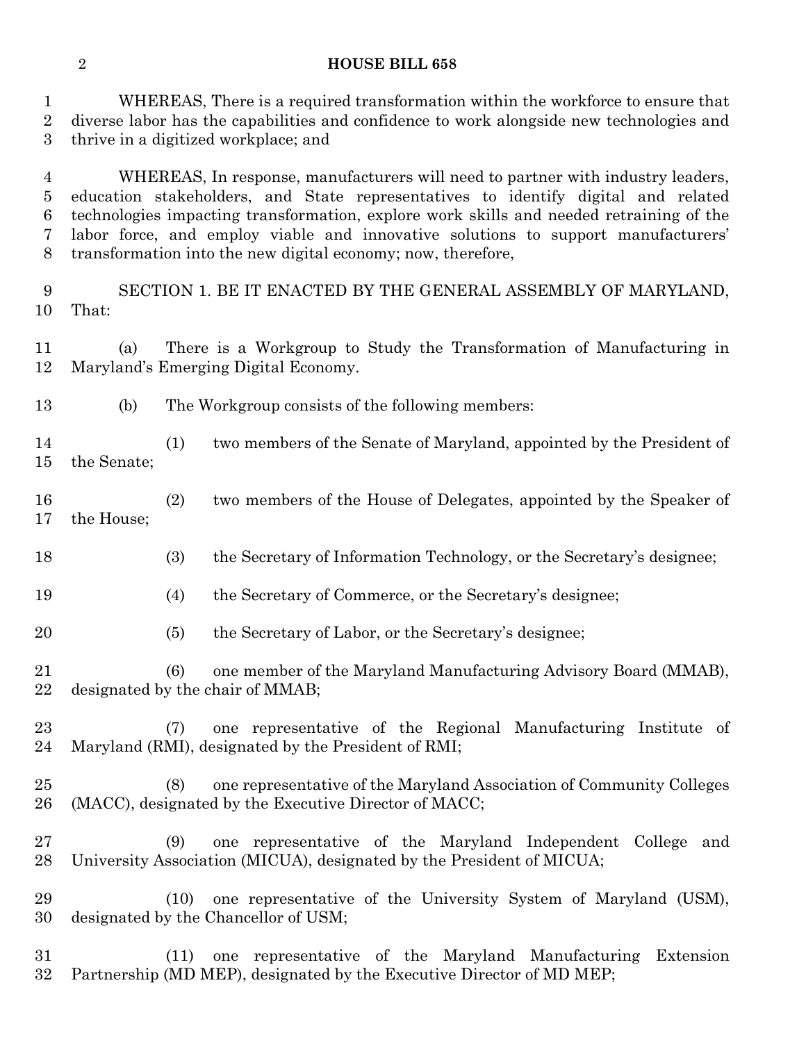WHEREAS, There is a required transformation within the workforce to ensure that diverse labor has the capabilities and confidence to work alongside new technologies and thrive in a digitized workplace; and

WHEREAS, In response, manufacturers will need to partner with industry leaders, education stakeholders, and State representatives to identify digital and related technologies impacting transformation, explore work skills and needed retraining of the labor force, and employ viable and innovative solutions to support manufacturers' transformation into the new digital economy; now, therefore,

SECTION 1. BE IT ENACTED BY THE GENERAL ASSEMBLY OF MARYLAND, That:

(a) There is a Workgroup to Study the Transformation of Manufacturing in Maryland's Emerging Digital Economy.

(b) The Workgroup consists of the following members:

(1) two members of the Senate of Maryland, appointed by the President of the Senate;

(2) two members of the House of Delegates, appointed by the Speaker of the House;

(3) the Secretary of Information Technology, or the Secretary's designee;

(4) the Secretary of Commerce, or the Secretary's designee;

(5) the Secretary of Labor, or the Secretary's designee;

(6) one member of the Maryland Manufacturing Advisory Board (MMAB), designated by the chair of MMAB;

(7) one representative of the Regional Manufacturing Institute of Maryland (RMI), designated by the President of RMI;

(8) one representative of the Maryland Association of Community Colleges (MACC), designated by the Executive Director of MACC;

(9) one representative of the Maryland Independent College and University Association (MICUA), designated by the President of MICUA;

(10) one representative of the University System of Maryland (USM), designated by the Chancellor of USM;

(11) one representative of the Maryland Manufacturing Extension Partnership (MD MEP), designated by the Executive Director of MD MEP;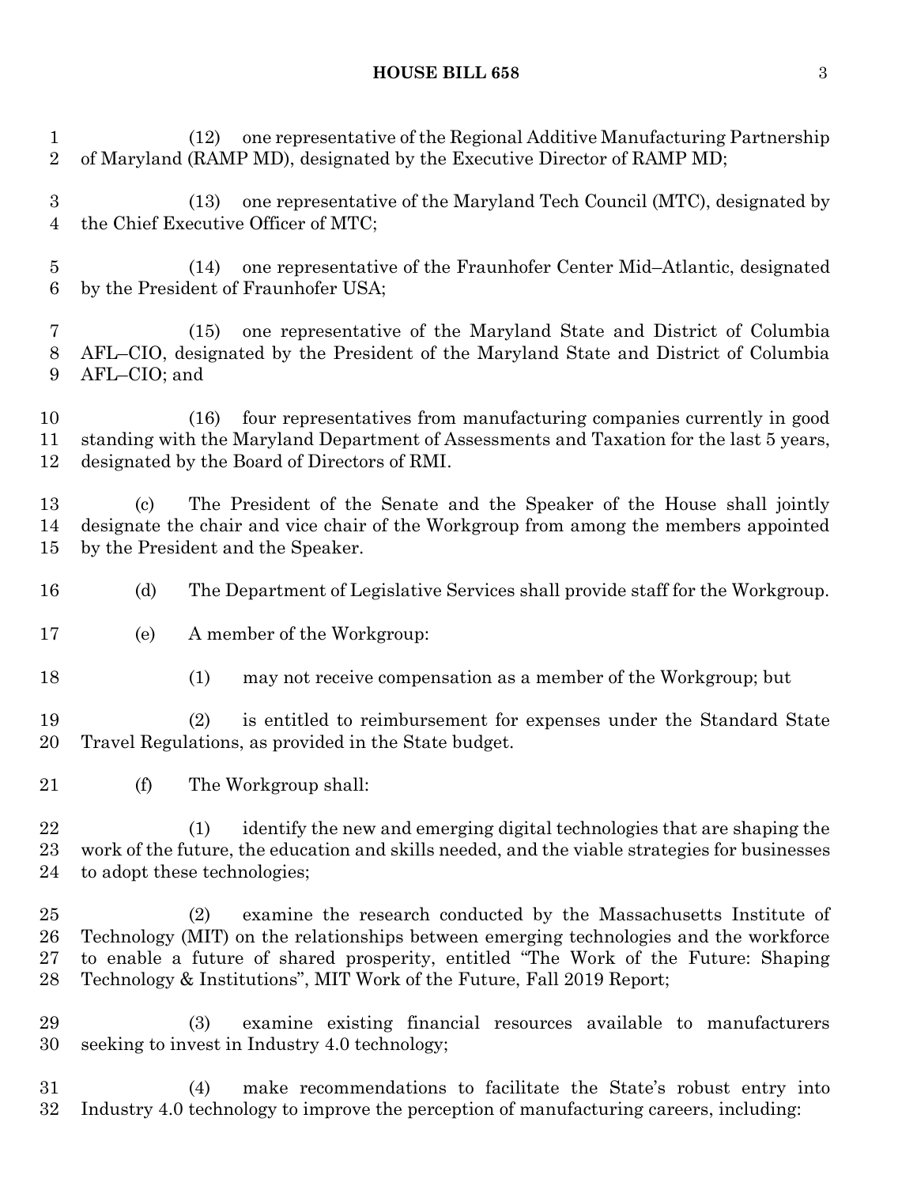(12) one representative of the Regional Additive Manufacturing Partnership of Maryland (RAMP MD), designated by the Executive Director of RAMP MD;

(13) one representative of the Maryland Tech Council (MTC), designated by the Chief Executive Officer of MTC;

(14) one representative of the Fraunhofer Center Mid–Atlantic, designated by the President of Fraunhofer USA;

(15) one representative of the Maryland State and District of Columbia AFL–CIO, designated by the President of the Maryland State and District of Columbia AFL–CIO; and

(16) four representatives from manufacturing companies currently in good standing with the Maryland Department of Assessments and Taxation for the last 5 years, designated by the Board of Directors of RMI.

(c) The President of the Senate and the Speaker of the House shall jointly designate the chair and vice chair of the Workgroup from among the members appointed by the President and the Speaker.

(d) The Department of Legislative Services shall provide staff for the Workgroup.

(e) A member of the Workgroup:

(1) may not receive compensation as a member of the Workgroup; but

(2) is entitled to reimbursement for expenses under the Standard State Travel Regulations, as provided in the State budget.

(f) The Workgroup shall:

(1) identify the new and emerging digital technologies that are shaping the work of the future, the education and skills needed, and the viable strategies for businesses to adopt these technologies;

(2) examine the research conducted by the Massachusetts Institute of Technology (MIT) on the relationships between emerging technologies and the workforce to enable a future of shared prosperity, entitled "The Work of the Future: Shaping Technology & Institutions", MIT Work of the Future, Fall 2019 Report;

(3) examine existing financial resources available to manufacturers seeking to invest in Industry 4.0 technology;

(4) make recommendations to facilitate the State's robust entry into Industry 4.0 technology to improve the perception of manufacturing careers, including: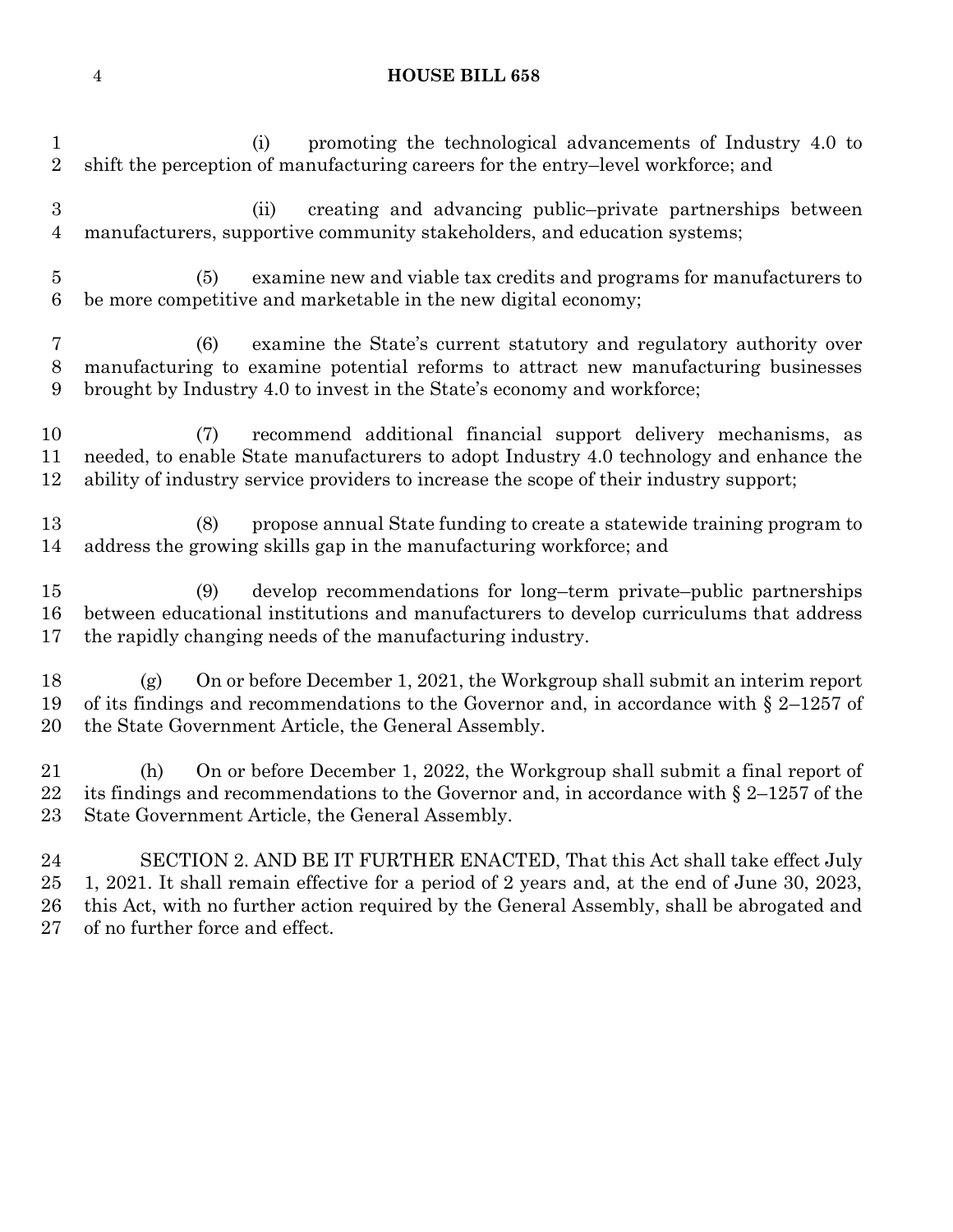(i) promoting the technological advancements of Industry 4.0 to shift the perception of manufacturing careers for the entry–level workforce; and

(ii) creating and advancing public–private partnerships between manufacturers, supportive community stakeholders, and education systems;

(5) examine new and viable tax credits and programs for manufacturers to be more competitive and marketable in the new digital economy;

(6) examine the State's current statutory and regulatory authority over manufacturing to examine potential reforms to attract new manufacturing businesses brought by Industry 4.0 to invest in the State's economy and workforce;

(7) recommend additional financial support delivery mechanisms, as needed, to enable State manufacturers to adopt Industry 4.0 technology and enhance the ability of industry service providers to increase the scope of their industry support;

(8) propose annual State funding to create a statewide training program to address the growing skills gap in the manufacturing workforce; and

(9) develop recommendations for long–term private–public partnerships between educational institutions and manufacturers to develop curriculums that address the rapidly changing needs of the manufacturing industry.

(g) On or before December 1, 2021, the Workgroup shall submit an interim report of its findings and recommendations to the Governor and, in accordance with § 2–1257 of the State Government Article, the General Assembly.

(h) On or before December 1, 2022, the Workgroup shall submit a final report of its findings and recommendations to the Governor and, in accordance with § 2–1257 of the State Government Article, the General Assembly.

SECTION 2. AND BE IT FURTHER ENACTED, That this Act shall take effect July 1, 2021. It shall remain effective for a period of 2 years and, at the end of June 30, 2023, this Act, with no further action required by the General Assembly, shall be abrogated and of no further force and effect.